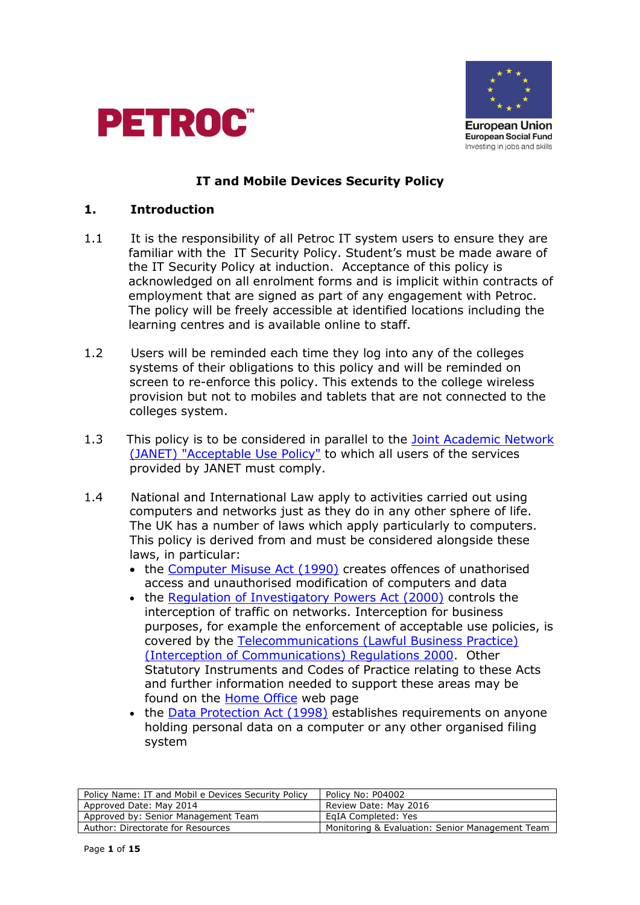PETROC™

European Union
European Social Fund
Investing in jobs and skills

# IT and Mobile Devices Security Policy

## 1. Introduction

1.1 It is the responsibility of all Petroc IT system users to ensure they are familiar with the IT Security Policy. Student's must be made aware of the IT Security Policy at induction. Acceptance of this policy is acknowledged on all enrolment forms and is implicit within contracts of employment that are signed as part of any engagement with Petroc. The policy will be freely accessible at identified locations including the learning centres and is available online to staff.

1.2 Users will be reminded each time they log into any of the colleges systems of their obligations to this policy and will be reminded on screen to re-enforce this policy. This extends to the college wireless provision but not to mobiles and tablets that are not connected to the colleges system.

1.3 This policy is to be considered in parallel to the Joint Academic Network (JANET) "Acceptable Use Policy" to which all users of the services provided by JANET must comply.

1.4 National and International Law apply to activities carried out using computers and networks just as they do in any other sphere of life. The UK has a number of laws which apply particularly to computers. This policy is derived from and must be considered alongside these laws, in particular:

- the Computer Misuse Act (1990) creates offences of unathorised access and unauthorised modification of computers and data
- the Regulation of Investigatory Powers Act (2000) controls the interception of traffic on networks. Interception for business purposes, for example the enforcement of acceptable use policies, is covered by the Telecommunications (Lawful Business Practice) (Interception of Communications) Regulations 2000. Other Statutory Instruments and Codes of Practice relating to these Acts and further information needed to support these areas may be found on the Home Office web page
- the Data Protection Act (1998) establishes requirements on anyone holding personal data on a computer or any other organised filing system

| Policy Name: IT and Mobil e Devices Security Policy | Policy No: P04002 |
|---|---|
| Approved Date: May 2014 | Review Date: May 2016 |
| Approved by: Senior Management Team | EqIA Completed: Yes |
| Author: Directorate for Resources | Monitoring & Evaluation: Senior Management Team |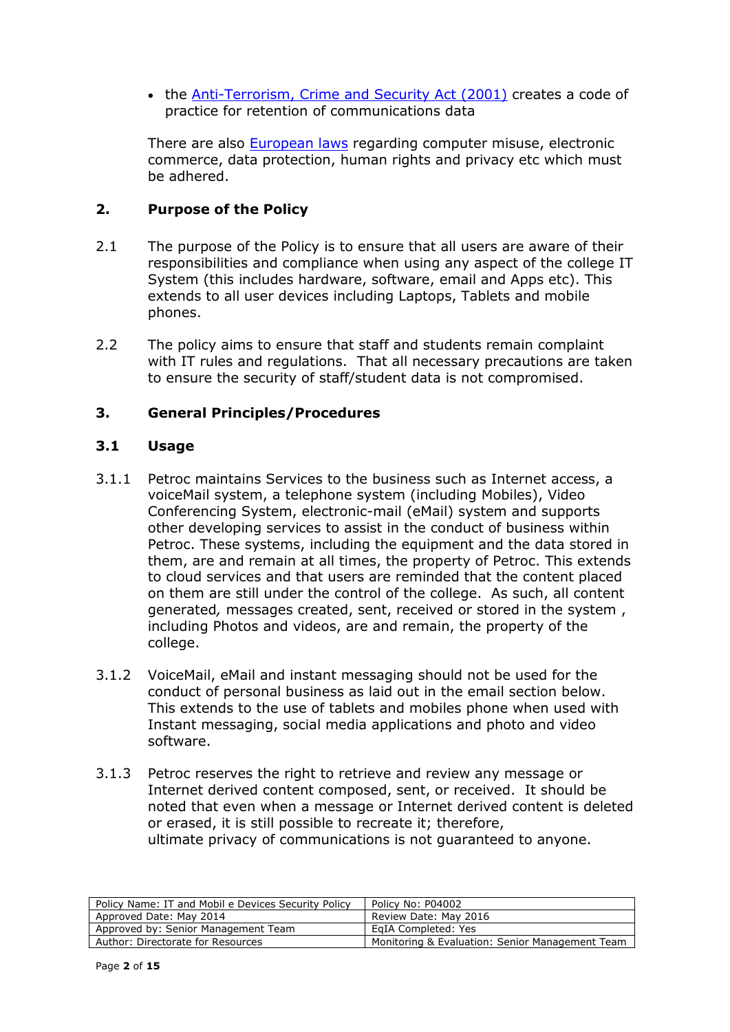- the [Anti-Terrorism, Crime and Security Act (2001)](#) creates a code of practice for retention of communications data

There are also [European laws](#) regarding computer misuse, electronic commerce, data protection, human rights and privacy etc which must be adhered.

## 2. Purpose of the Policy

2.1 The purpose of the Policy is to ensure that all users are aware of their responsibilities and compliance when using any aspect of the college IT System (this includes hardware, software, email and Apps etc). This extends to all user devices including Laptops, Tablets and mobile phones.

2.2 The policy aims to ensure that staff and students remain complaint with IT rules and regulations. That all necessary precautions are taken to ensure the security of staff/student data is not compromised.

## 3. General Principles/Procedures

### 3.1 Usage

3.1.1 Petroc maintains Services to the business such as Internet access, a voiceMail system, a telephone system (including Mobiles), Video Conferencing System, electronic-mail (eMail) system and supports other developing services to assist in the conduct of business within Petroc. These systems, including the equipment and the data stored in them, are and remain at all times, the property of Petroc. This extends to cloud services and that users are reminded that the content placed on them are still under the control of the college. As such, all content generated, messages created, sent, received or stored in the system , including Photos and videos, are and remain, the property of the college.

3.1.2 VoiceMail, eMail and instant messaging should not be used for the conduct of personal business as laid out in the email section below. This extends to the use of tablets and mobiles phone when used with Instant messaging, social media applications and photo and video software.

3.1.3 Petroc reserves the right to retrieve and review any message or Internet derived content composed, sent, or received. It should be noted that even when a message or Internet derived content is deleted or erased, it is still possible to recreate it; therefore, ultimate privacy of communications is not guaranteed to anyone.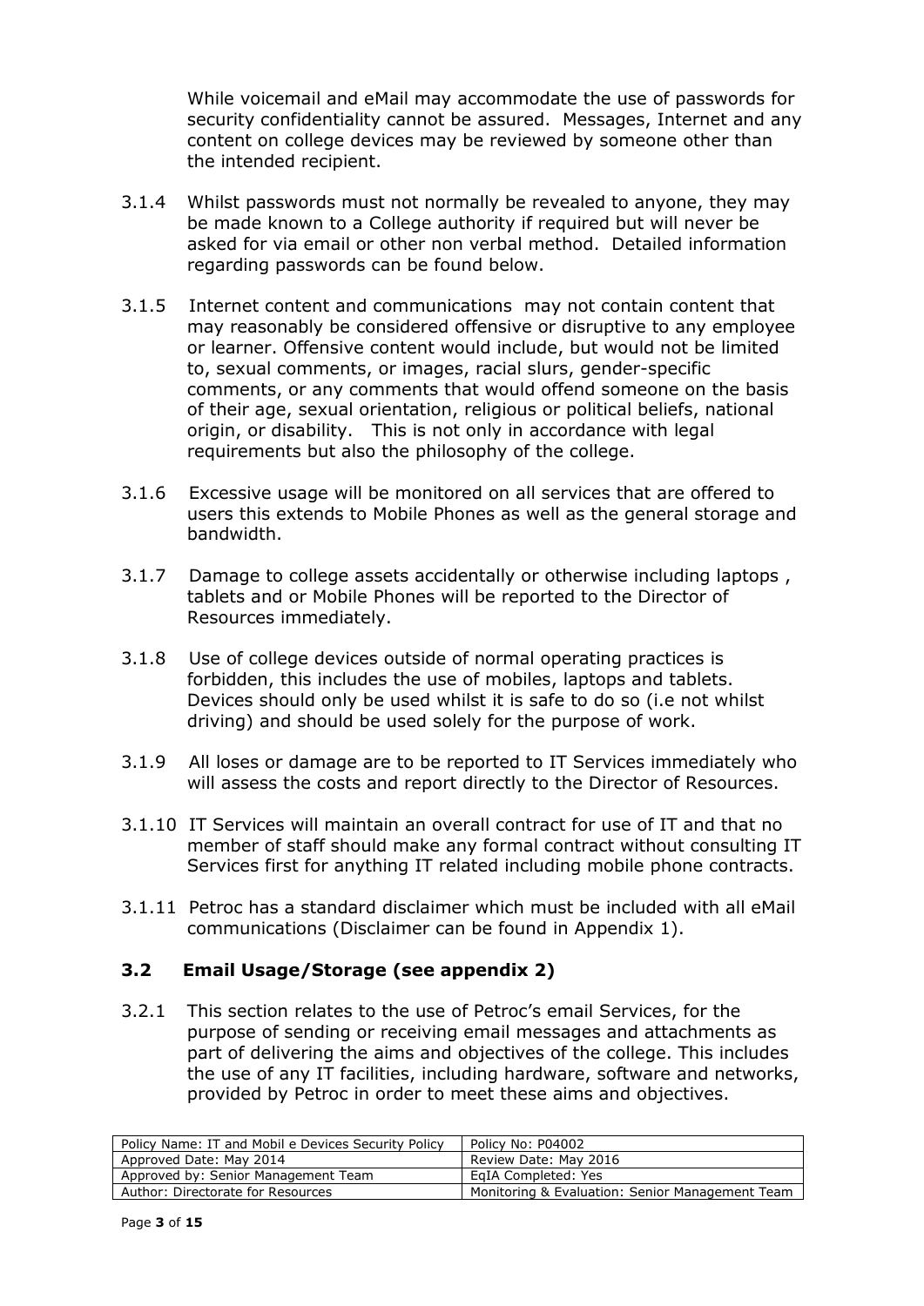While voicemail and eMail may accommodate the use of passwords for security confidentiality cannot be assured. Messages, Internet and any content on college devices may be reviewed by someone other than the intended recipient.

3.1.4 Whilst passwords must not normally be revealed to anyone, they may be made known to a College authority if required but will never be asked for via email or other non verbal method. Detailed information regarding passwords can be found below.

3.1.5 Internet content and communications may not contain content that may reasonably be considered offensive or disruptive to any employee or learner. Offensive content would include, but would not be limited to, sexual comments, or images, racial slurs, gender-specific comments, or any comments that would offend someone on the basis of their age, sexual orientation, religious or political beliefs, national origin, or disability. This is not only in accordance with legal requirements but also the philosophy of the college.

3.1.6 Excessive usage will be monitored on all services that are offered to users this extends to Mobile Phones as well as the general storage and bandwidth.

3.1.7 Damage to college assets accidentally or otherwise including laptops , tablets and or Mobile Phones will be reported to the Director of Resources immediately.

3.1.8 Use of college devices outside of normal operating practices is forbidden, this includes the use of mobiles, laptops and tablets. Devices should only be used whilst it is safe to do so (i.e not whilst driving) and should be used solely for the purpose of work.

3.1.9 All loses or damage are to be reported to IT Services immediately who will assess the costs and report directly to the Director of Resources.

3.1.10 IT Services will maintain an overall contract for use of IT and that no member of staff should make any formal contract without consulting IT Services first for anything IT related including mobile phone contracts.

3.1.11 Petroc has a standard disclaimer which must be included with all eMail communications (Disclaimer can be found in Appendix 1).

### 3.2 Email Usage/Storage (see appendix 2)

3.2.1 This section relates to the use of Petroc's email Services, for the purpose of sending or receiving email messages and attachments as part of delivering the aims and objectives of the college. This includes the use of any IT facilities, including hardware, software and networks, provided by Petroc in order to meet these aims and objectives.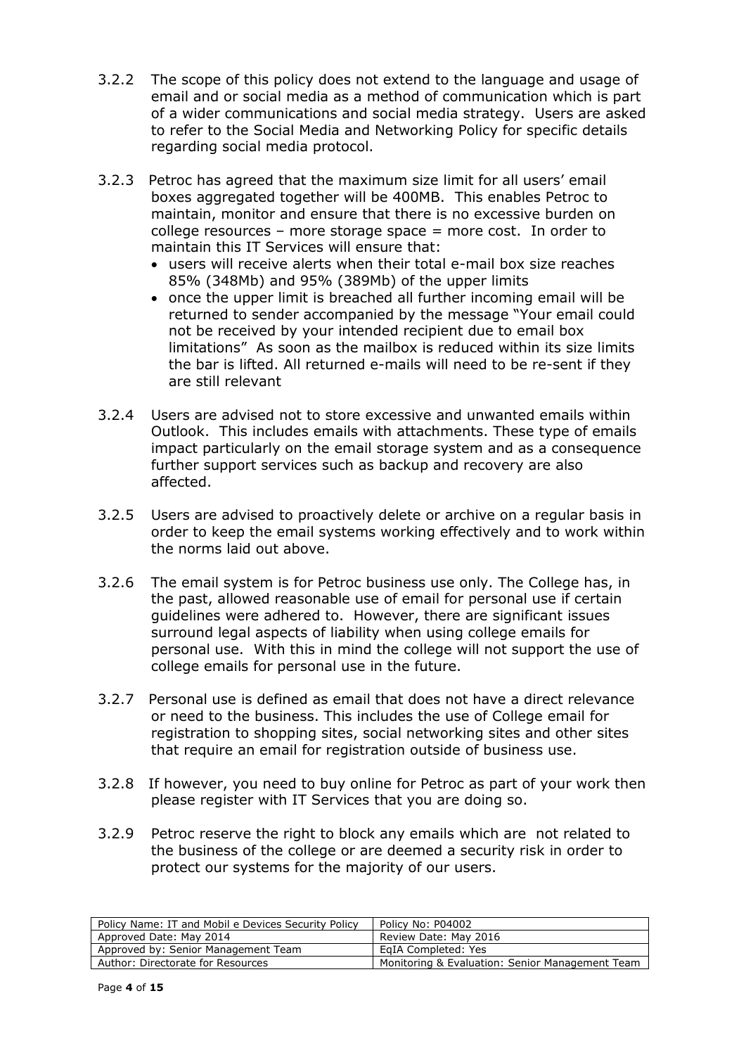3.2.2 The scope of this policy does not extend to the language and usage of email and or social media as a method of communication which is part of a wider communications and social media strategy. Users are asked to refer to the Social Media and Networking Policy for specific details regarding social media protocol.

3.2.3 Petroc has agreed that the maximum size limit for all users' email boxes aggregated together will be 400MB. This enables Petroc to maintain, monitor and ensure that there is no excessive burden on college resources – more storage space = more cost. In order to maintain this IT Services will ensure that:

- users will receive alerts when their total e-mail box size reaches 85% (348Mb) and 95% (389Mb) of the upper limits
- once the upper limit is breached all further incoming email will be returned to sender accompanied by the message "Your email could not be received by your intended recipient due to email box limitations" As soon as the mailbox is reduced within its size limits the bar is lifted. All returned e-mails will need to be re-sent if they are still relevant

3.2.4 Users are advised not to store excessive and unwanted emails within Outlook. This includes emails with attachments. These type of emails impact particularly on the email storage system and as a consequence further support services such as backup and recovery are also affected.

3.2.5 Users are advised to proactively delete or archive on a regular basis in order to keep the email systems working effectively and to work within the norms laid out above.

3.2.6 The email system is for Petroc business use only. The College has, in the past, allowed reasonable use of email for personal use if certain guidelines were adhered to. However, there are significant issues surround legal aspects of liability when using college emails for personal use. With this in mind the college will not support the use of college emails for personal use in the future.

3.2.7 Personal use is defined as email that does not have a direct relevance or need to the business. This includes the use of College email for registration to shopping sites, social networking sites and other sites that require an email for registration outside of business use.

3.2.8 If however, you need to buy online for Petroc as part of your work then please register with IT Services that you are doing so.

3.2.9 Petroc reserve the right to block any emails which are not related to the business of the college or are deemed a security risk in order to protect our systems for the majority of our users.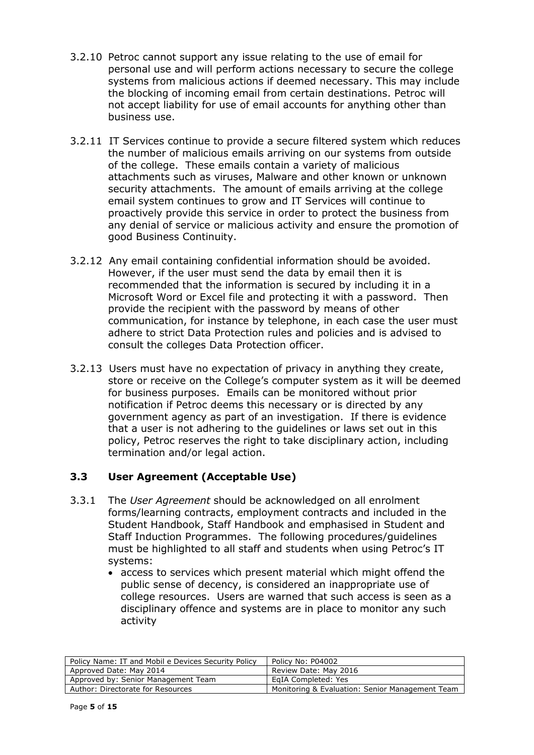3.2.10 Petroc cannot support any issue relating to the use of email for personal use and will perform actions necessary to secure the college systems from malicious actions if deemed necessary. This may include the blocking of incoming email from certain destinations. Petroc will not accept liability for use of email accounts for anything other than business use.

3.2.11 IT Services continue to provide a secure filtered system which reduces the number of malicious emails arriving on our systems from outside of the college. These emails contain a variety of malicious attachments such as viruses, Malware and other known or unknown security attachments. The amount of emails arriving at the college email system continues to grow and IT Services will continue to proactively provide this service in order to protect the business from any denial of service or malicious activity and ensure the promotion of good Business Continuity.

3.2.12 Any email containing confidential information should be avoided. However, if the user must send the data by email then it is recommended that the information is secured by including it in a Microsoft Word or Excel file and protecting it with a password. Then provide the recipient with the password by means of other communication, for instance by telephone, in each case the user must adhere to strict Data Protection rules and policies and is advised to consult the colleges Data Protection officer.

3.2.13 Users must have no expectation of privacy in anything they create, store or receive on the College's computer system as it will be deemed for business purposes. Emails can be monitored without prior notification if Petroc deems this necessary or is directed by any government agency as part of an investigation. If there is evidence that a user is not adhering to the guidelines or laws set out in this policy, Petroc reserves the right to take disciplinary action, including termination and/or legal action.

### 3.3 User Agreement (Acceptable Use)

3.3.1 The *User Agreement* should be acknowledged on all enrolment forms/learning contracts, employment contracts and included in the Student Handbook, Staff Handbook and emphasised in Student and Staff Induction Programmes. The following procedures/guidelines must be highlighted to all staff and students when using Petroc's IT systems:

- access to services which present material which might offend the public sense of decency, is considered an inappropriate use of college resources. Users are warned that such access is seen as a disciplinary offence and systems are in place to monitor any such activity

| Policy Name: IT and Mobil e Devices Security Policy | Policy No: P04002 |
|---|---|
| Approved Date: May 2014 | Review Date: May 2016 |
| Approved by: Senior Management Team | EqIA Completed: Yes |
| Author: Directorate for Resources | Monitoring & Evaluation: Senior Management Team |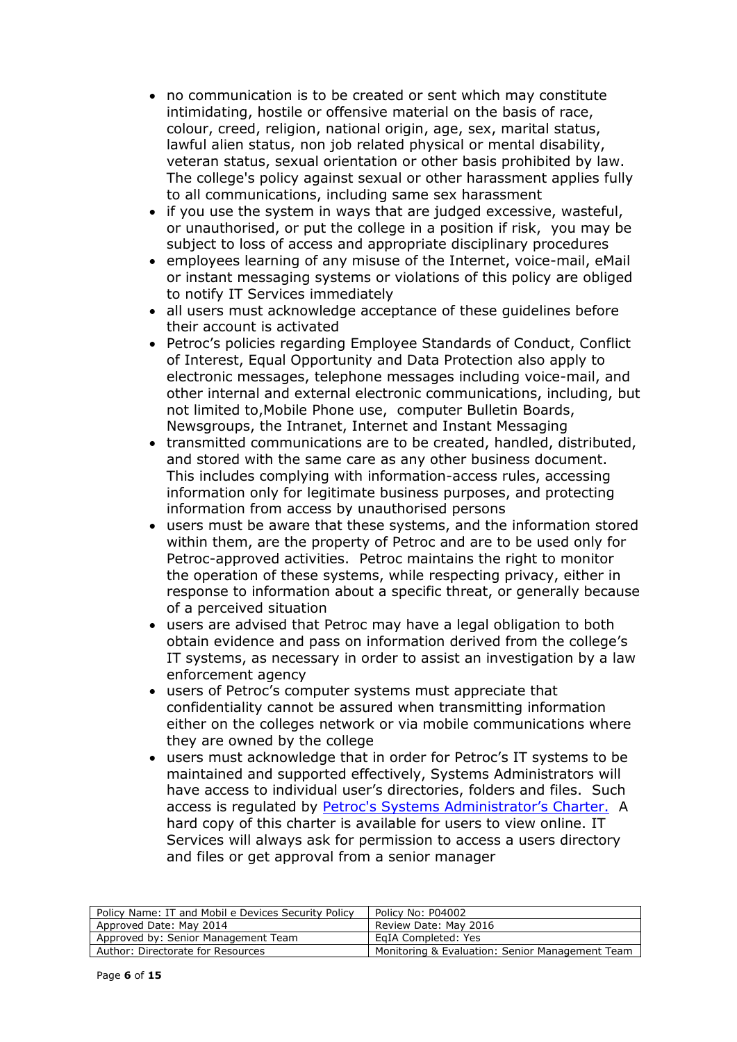- no communication is to be created or sent which may constitute intimidating, hostile or offensive material on the basis of race, colour, creed, religion, national origin, age, sex, marital status, lawful alien status, non job related physical or mental disability, veteran status, sexual orientation or other basis prohibited by law. The college's policy against sexual or other harassment applies fully to all communications, including same sex harassment
- if you use the system in ways that are judged excessive, wasteful, or unauthorised, or put the college in a position if risk, you may be subject to loss of access and appropriate disciplinary procedures
- employees learning of any misuse of the Internet, voice-mail, eMail or instant messaging systems or violations of this policy are obliged to notify IT Services immediately
- all users must acknowledge acceptance of these guidelines before their account is activated
- Petroc's policies regarding Employee Standards of Conduct, Conflict of Interest, Equal Opportunity and Data Protection also apply to electronic messages, telephone messages including voice-mail, and other internal and external electronic communications, including, but not limited to,Mobile Phone use, computer Bulletin Boards, Newsgroups, the Intranet, Internet and Instant Messaging
- transmitted communications are to be created, handled, distributed, and stored with the same care as any other business document. This includes complying with information-access rules, accessing information only for legitimate business purposes, and protecting information from access by unauthorised persons
- users must be aware that these systems, and the information stored within them, are the property of Petroc and are to be used only for Petroc-approved activities. Petroc maintains the right to monitor the operation of these systems, while respecting privacy, either in response to information about a specific threat, or generally because of a perceived situation
- users are advised that Petroc may have a legal obligation to both obtain evidence and pass on information derived from the college's IT systems, as necessary in order to assist an investigation by a law enforcement agency
- users of Petroc's computer systems must appreciate that confidentiality cannot be assured when transmitting information either on the colleges network or via mobile communications where they are owned by the college
- users must acknowledge that in order for Petroc's IT systems to be maintained and supported effectively, Systems Administrators will have access to individual user's directories, folders and files. Such access is regulated by Petroc's Systems Administrator's Charter. A hard copy of this charter is available for users to view online. IT Services will always ask for permission to access a users directory and files or get approval from a senior manager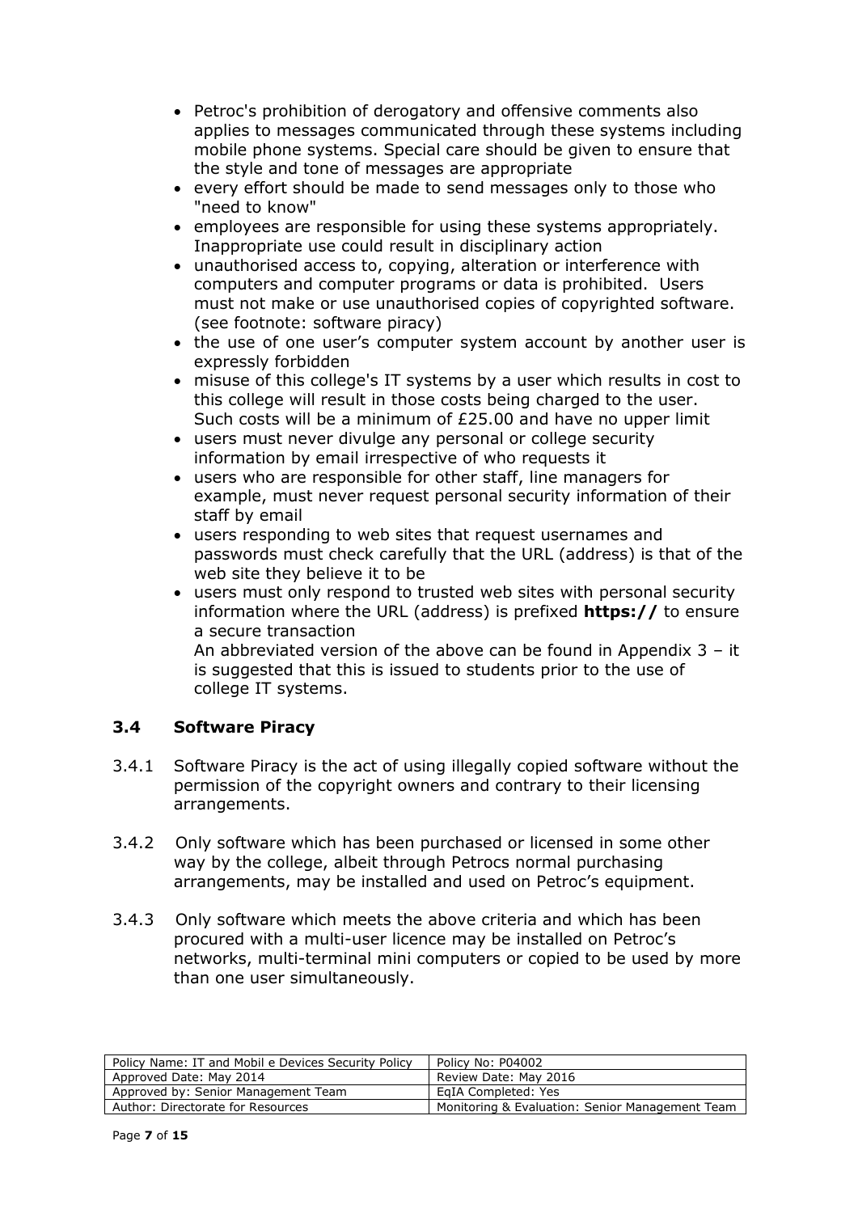- Petroc's prohibition of derogatory and offensive comments also applies to messages communicated through these systems including mobile phone systems. Special care should be given to ensure that the style and tone of messages are appropriate
- every effort should be made to send messages only to those who "need to know"
- employees are responsible for using these systems appropriately. Inappropriate use could result in disciplinary action
- unauthorised access to, copying, alteration or interference with computers and computer programs or data is prohibited. Users must not make or use unauthorised copies of copyrighted software. (see footnote: software piracy)
- the use of one user's computer system account by another user is expressly forbidden
- misuse of this college's IT systems by a user which results in cost to this college will result in those costs being charged to the user. Such costs will be a minimum of £25.00 and have no upper limit
- users must never divulge any personal or college security information by email irrespective of who requests it
- users who are responsible for other staff, line managers for example, must never request personal security information of their staff by email
- users responding to web sites that request usernames and passwords must check carefully that the URL (address) is that of the web site they believe it to be
- users must only respond to trusted web sites with personal security information where the URL (address) is prefixed **https://** to ensure a secure transaction

  An abbreviated version of the above can be found in Appendix 3 – it is suggested that this is issued to students prior to the use of college IT systems.

### 3.4 Software Piracy

3.4.1 Software Piracy is the act of using illegally copied software without the permission of the copyright owners and contrary to their licensing arrangements.

3.4.2 Only software which has been purchased or licensed in some other way by the college, albeit through Petrocs normal purchasing arrangements, may be installed and used on Petroc's equipment.

3.4.3 Only software which meets the above criteria and which has been procured with a multi-user licence may be installed on Petroc's networks, multi-terminal mini computers or copied to be used by more than one user simultaneously.

| Policy Name: IT and Mobil e Devices Security Policy | Policy No: P04002 |
|---|---|
| Approved Date: May 2014 | Review Date: May 2016 |
| Approved by: Senior Management Team | EqIA Completed: Yes |
| Author: Directorate for Resources | Monitoring & Evaluation: Senior Management Team |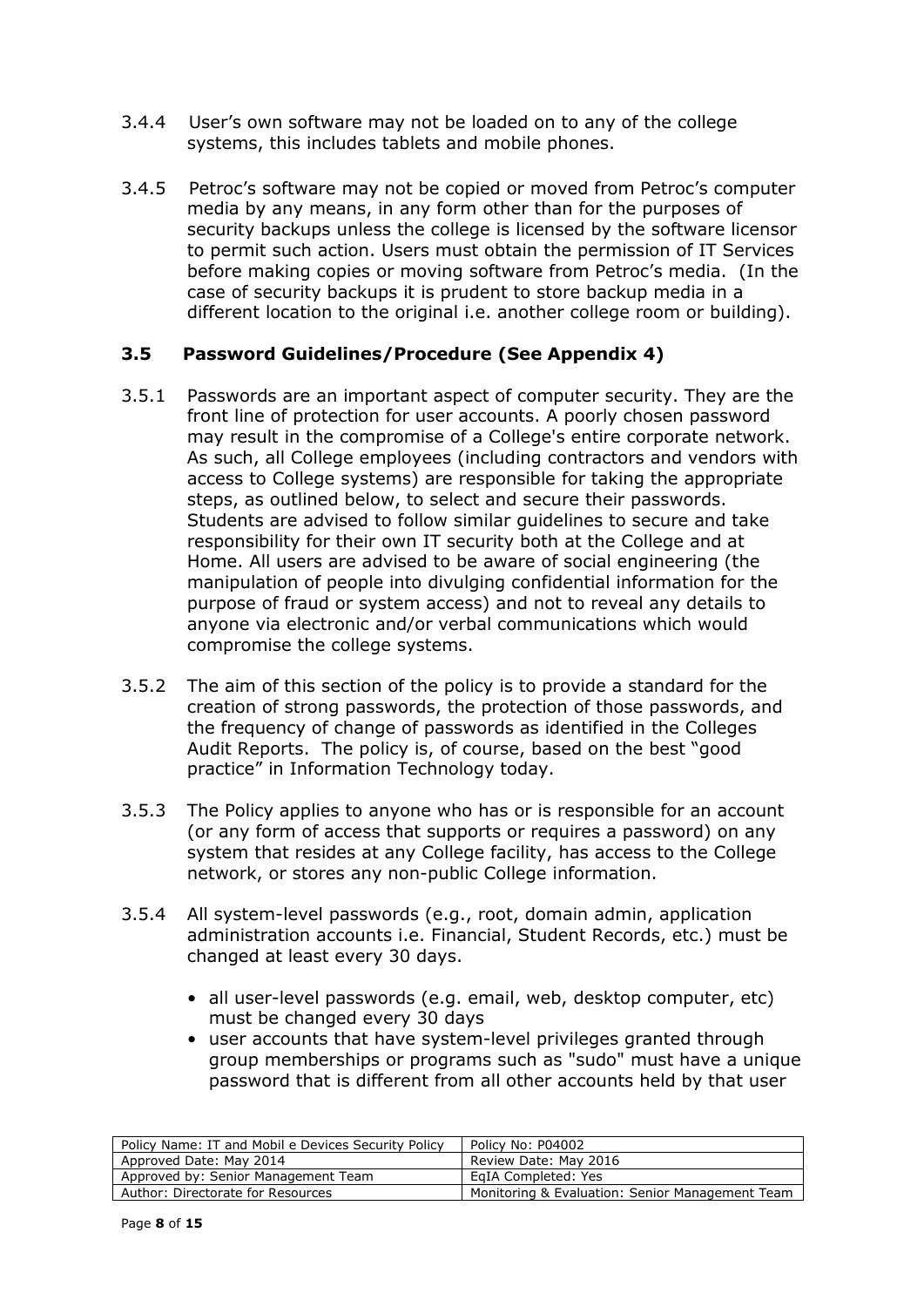3.4.4 User's own software may not be loaded on to any of the college systems, this includes tablets and mobile phones.

3.4.5 Petroc's software may not be copied or moved from Petroc's computer media by any means, in any form other than for the purposes of security backups unless the college is licensed by the software licensor to permit such action. Users must obtain the permission of IT Services before making copies or moving software from Petroc's media. (In the case of security backups it is prudent to store backup media in a different location to the original i.e. another college room or building).

### 3.5 Password Guidelines/Procedure (See Appendix 4)

3.5.1 Passwords are an important aspect of computer security. They are the front line of protection for user accounts. A poorly chosen password may result in the compromise of a College's entire corporate network. As such, all College employees (including contractors and vendors with access to College systems) are responsible for taking the appropriate steps, as outlined below, to select and secure their passwords. Students are advised to follow similar guidelines to secure and take responsibility for their own IT security both at the College and at Home. All users are advised to be aware of social engineering (the manipulation of people into divulging confidential information for the purpose of fraud or system access) and not to reveal any details to anyone via electronic and/or verbal communications which would compromise the college systems.

3.5.2 The aim of this section of the policy is to provide a standard for the creation of strong passwords, the protection of those passwords, and the frequency of change of passwords as identified in the Colleges Audit Reports. The policy is, of course, based on the best "good practice" in Information Technology today.

3.5.3 The Policy applies to anyone who has or is responsible for an account (or any form of access that supports or requires a password) on any system that resides at any College facility, has access to the College network, or stores any non-public College information.

3.5.4 All system-level passwords (e.g., root, domain admin, application administration accounts i.e. Financial, Student Records, etc.) must be changed at least every 30 days.

- all user-level passwords (e.g. email, web, desktop computer, etc) must be changed every 30 days
- user accounts that have system-level privileges granted through group memberships or programs such as "sudo" must have a unique password that is different from all other accounts held by that user

| Policy Name: IT and Mobil e Devices Security Policy | Policy No: P04002 |
|---|---|
| Approved Date: May 2014 | Review Date: May 2016 |
| Approved by: Senior Management Team | EqIA Completed: Yes |
| Author: Directorate for Resources | Monitoring & Evaluation: Senior Management Team |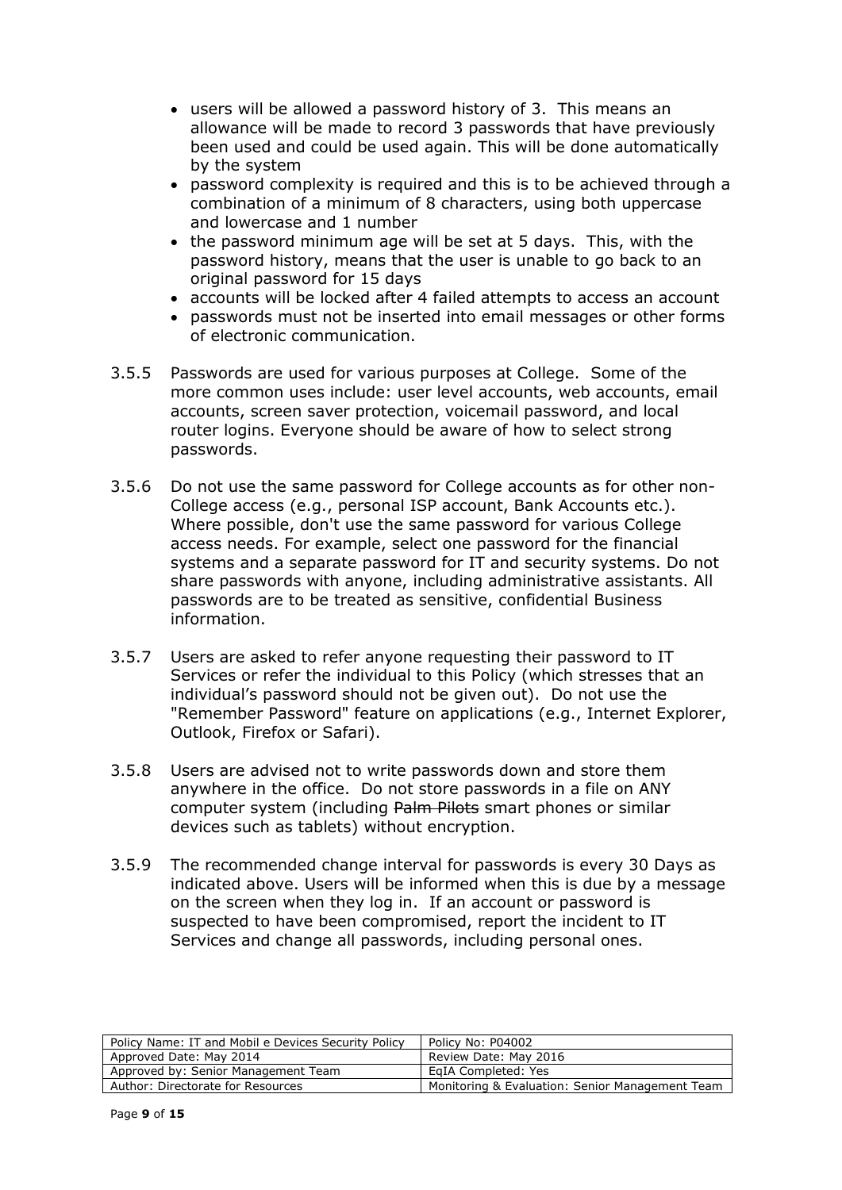- users will be allowed a password history of 3. This means an allowance will be made to record 3 passwords that have previously been used and could be used again. This will be done automatically by the system
- password complexity is required and this is to be achieved through a combination of a minimum of 8 characters, using both uppercase and lowercase and 1 number
- the password minimum age will be set at 5 days. This, with the password history, means that the user is unable to go back to an original password for 15 days
- accounts will be locked after 4 failed attempts to access an account
- passwords must not be inserted into email messages or other forms of electronic communication.

3.5.5 Passwords are used for various purposes at College. Some of the more common uses include: user level accounts, web accounts, email accounts, screen saver protection, voicemail password, and local router logins. Everyone should be aware of how to select strong passwords.

3.5.6 Do not use the same password for College accounts as for other non-College access (e.g., personal ISP account, Bank Accounts etc.). Where possible, don't use the same password for various College access needs. For example, select one password for the financial systems and a separate password for IT and security systems. Do not share passwords with anyone, including administrative assistants. All passwords are to be treated as sensitive, confidential Business information.

3.5.7 Users are asked to refer anyone requesting their password to IT Services or refer the individual to this Policy (which stresses that an individual's password should not be given out). Do not use the "Remember Password" feature on applications (e.g., Internet Explorer, Outlook, Firefox or Safari).

3.5.8 Users are advised not to write passwords down and store them anywhere in the office. Do not store passwords in a file on ANY computer system (including ~~Palm Pilots~~ smart phones or similar devices such as tablets) without encryption.

3.5.9 The recommended change interval for passwords is every 30 Days as indicated above. Users will be informed when this is due by a message on the screen when they log in. If an account or password is suspected to have been compromised, report the incident to IT Services and change all passwords, including personal ones.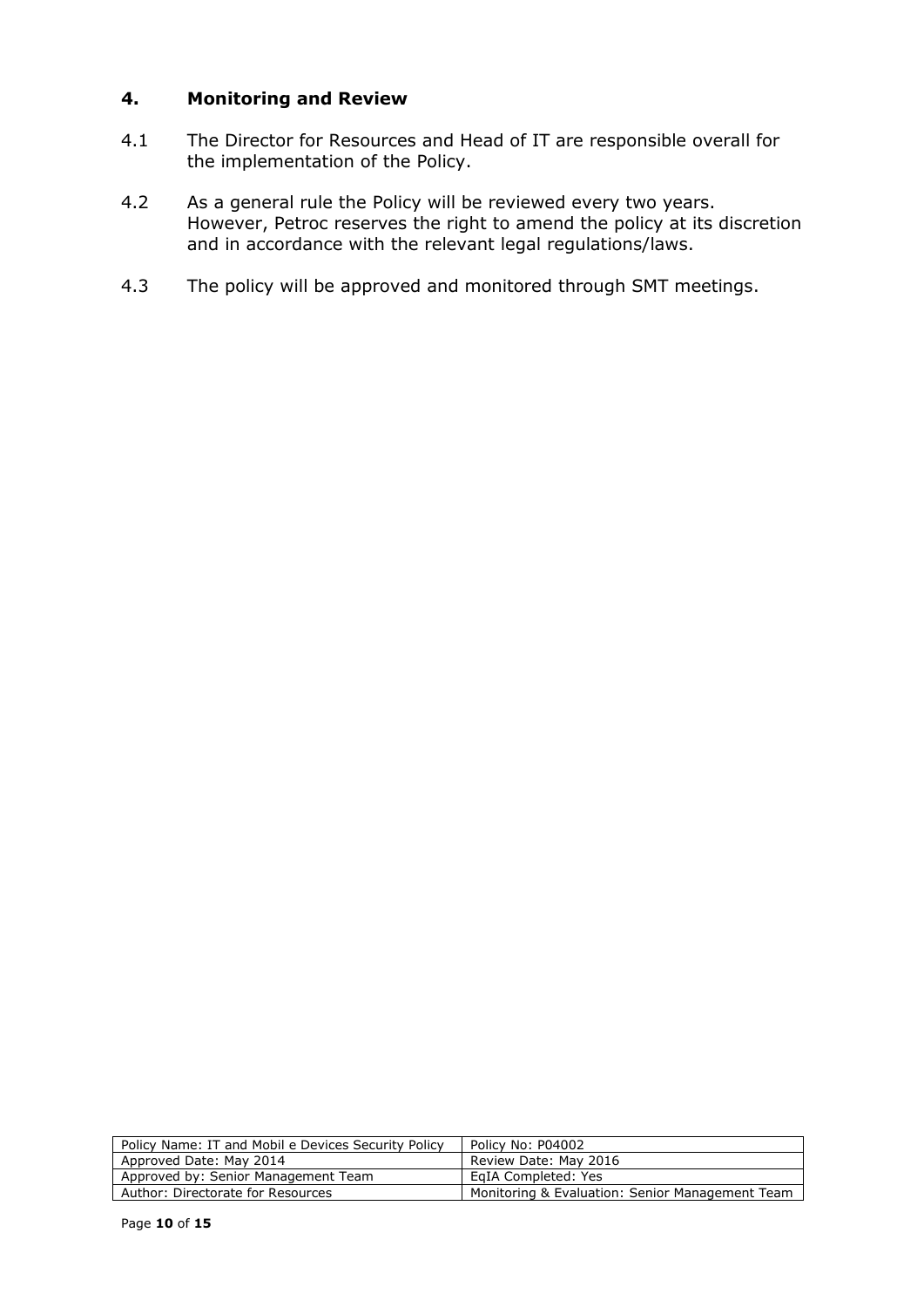## 4. Monitoring and Review

4.1 The Director for Resources and Head of IT are responsible overall for the implementation of the Policy.

4.2 As a general rule the Policy will be reviewed every two years. However, Petroc reserves the right to amend the policy at its discretion and in accordance with the relevant legal regulations/laws.

4.3 The policy will be approved and monitored through SMT meetings.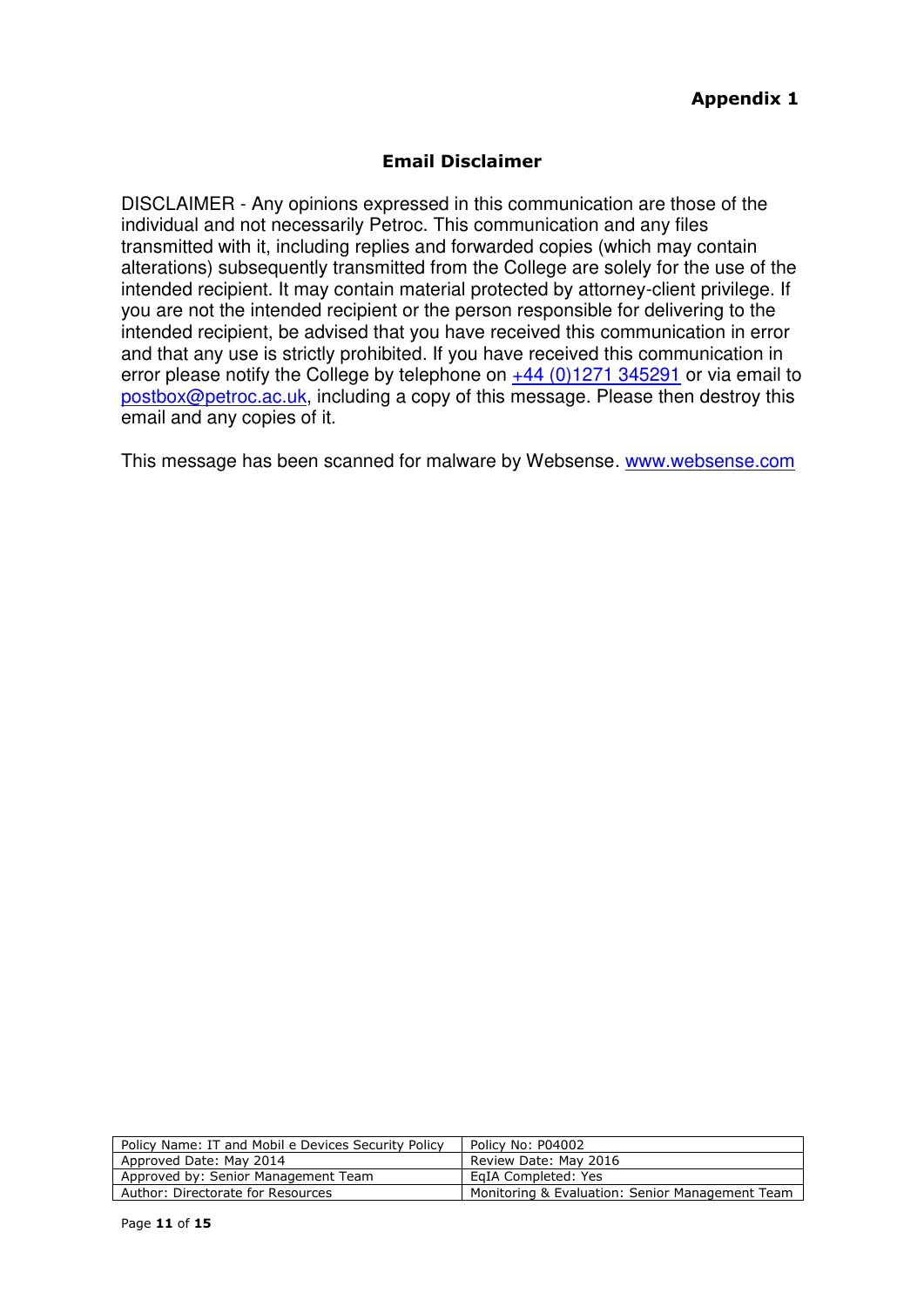**Appendix 1**

## Email Disclaimer

DISCLAIMER - Any opinions expressed in this communication are those of the individual and not necessarily Petroc. This communication and any files transmitted with it, including replies and forwarded copies (which may contain alterations) subsequently transmitted from the College are solely for the use of the intended recipient. It may contain material protected by attorney-client privilege. If you are not the intended recipient or the person responsible for delivering to the intended recipient, be advised that you have received this communication in error and that any use is strictly prohibited. If you have received this communication in error please notify the College by telephone on +44 (0)1271 345291 or via email to postbox@petroc.ac.uk, including a copy of this message. Please then destroy this email and any copies of it.

This message has been scanned for malware by Websense. www.websense.com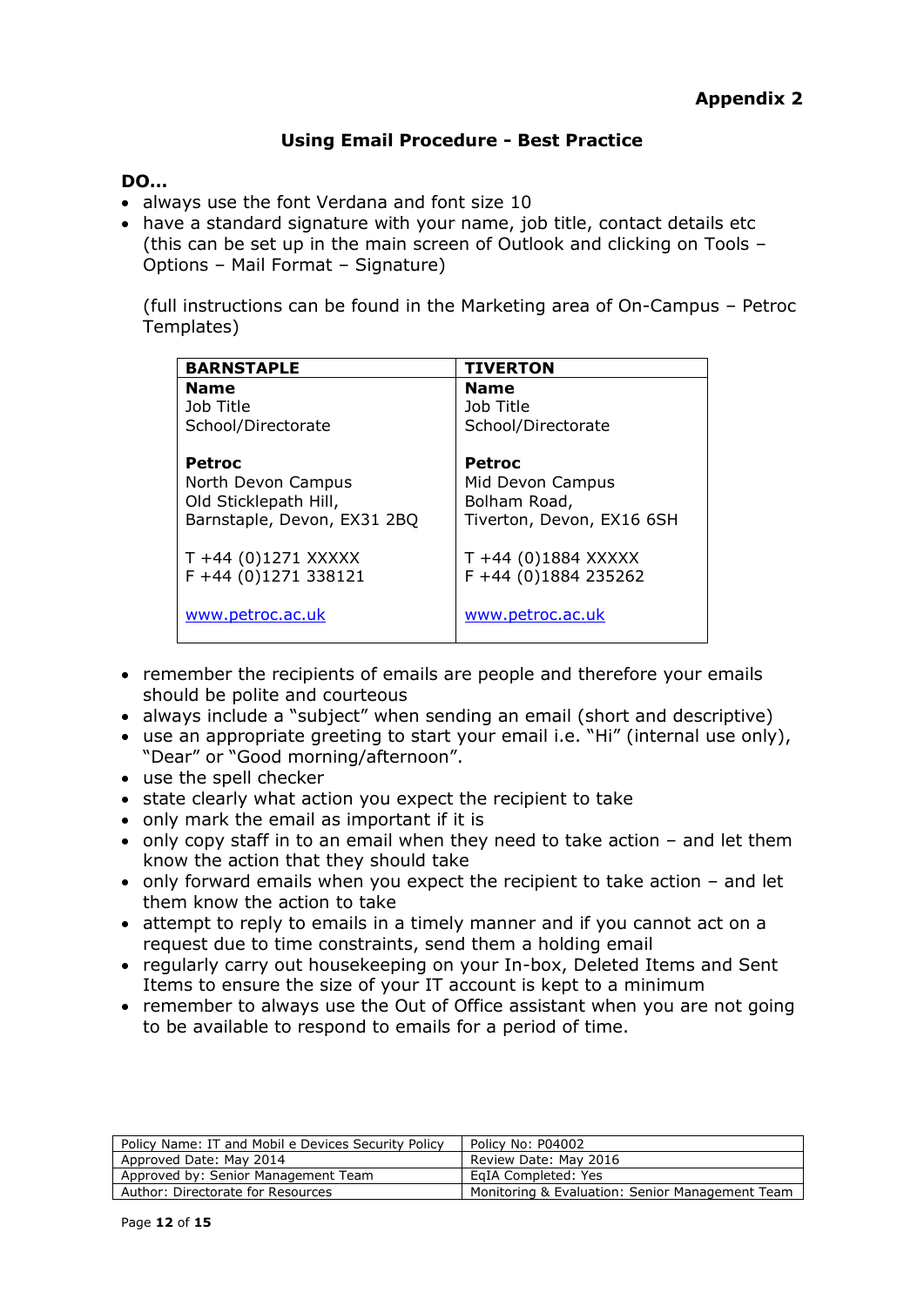**Appendix 2**

## Using Email Procedure - Best Practice

**DO…**

- always use the font Verdana and font size 10
- have a standard signature with your name, job title, contact details etc (this can be set up in the main screen of Outlook and clicking on Tools – Options – Mail Format – Signature)

  (full instructions can be found in the Marketing area of On-Campus – Petroc Templates)

| **BARNSTAPLE** | **TIVERTON** |
|---|---|
| **Name** | **Name** |
| Job Title | Job Title |
| School/Directorate | School/Directorate |
| | |
| **Petroc** | **Petroc** |
| North Devon Campus | Mid Devon Campus |
| Old Sticklepath Hill, | Bolham Road, |
| Barnstaple, Devon, EX31 2BQ | Tiverton, Devon, EX16 6SH |
| | |
| T +44 (0)1271 XXXXX | T +44 (0)1884 XXXXX |
| F +44 (0)1271 338121 | F +44 (0)1884 235262 |
| | |
| www.petroc.ac.uk | www.petroc.ac.uk |

- remember the recipients of emails are people and therefore your emails should be polite and courteous
- always include a "subject" when sending an email (short and descriptive)
- use an appropriate greeting to start your email i.e. "Hi" (internal use only), "Dear" or "Good morning/afternoon".
- use the spell checker
- state clearly what action you expect the recipient to take
- only mark the email as important if it is
- only copy staff in to an email when they need to take action – and let them know the action that they should take
- only forward emails when you expect the recipient to take action – and let them know the action to take
- attempt to reply to emails in a timely manner and if you cannot act on a request due to time constraints, send them a holding email
- regularly carry out housekeeping on your In-box, Deleted Items and Sent Items to ensure the size of your IT account is kept to a minimum
- remember to always use the Out of Office assistant when you are not going to be available to respond to emails for a period of time.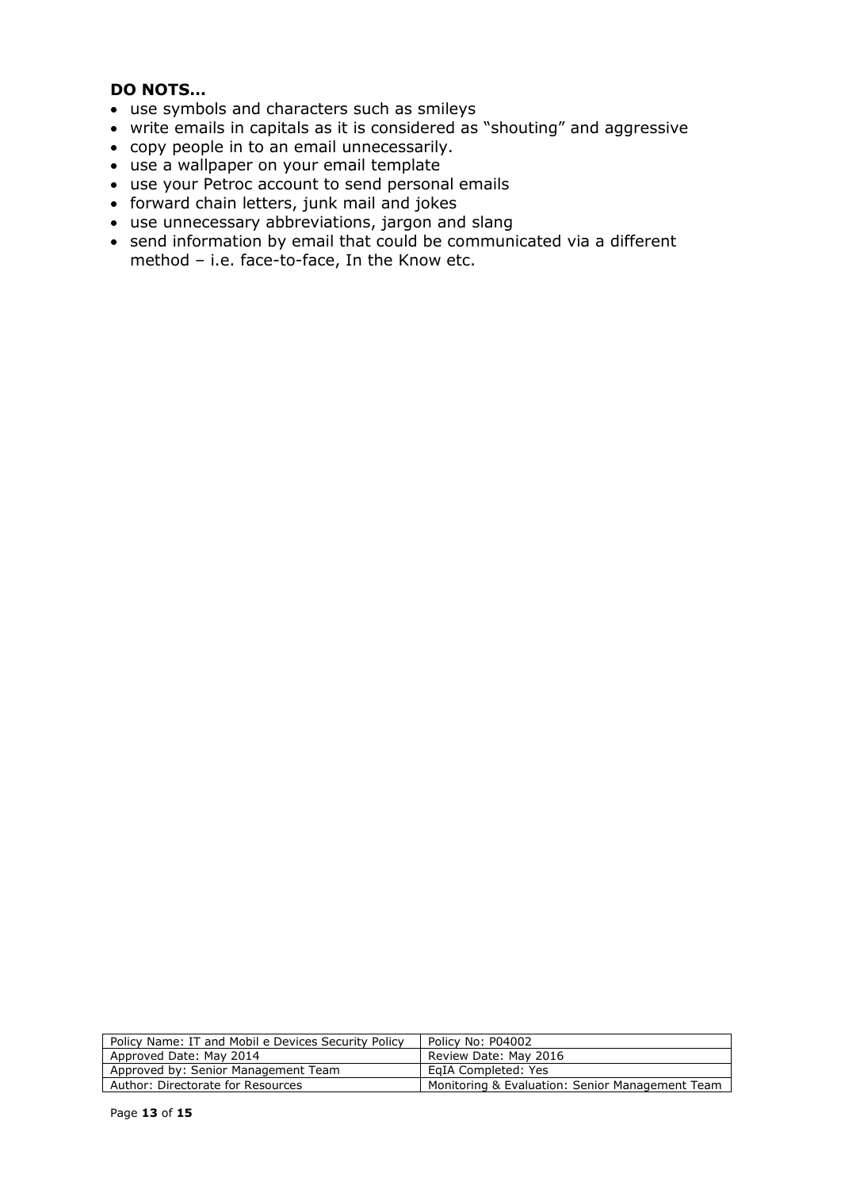**DO NOTS…**

- use symbols and characters such as smileys
- write emails in capitals as it is considered as "shouting" and aggressive
- copy people in to an email unnecessarily.
- use a wallpaper on your email template
- use your Petroc account to send personal emails
- forward chain letters, junk mail and jokes
- use unnecessary abbreviations, jargon and slang
- send information by email that could be communicated via a different method – i.e. face-to-face, In the Know etc.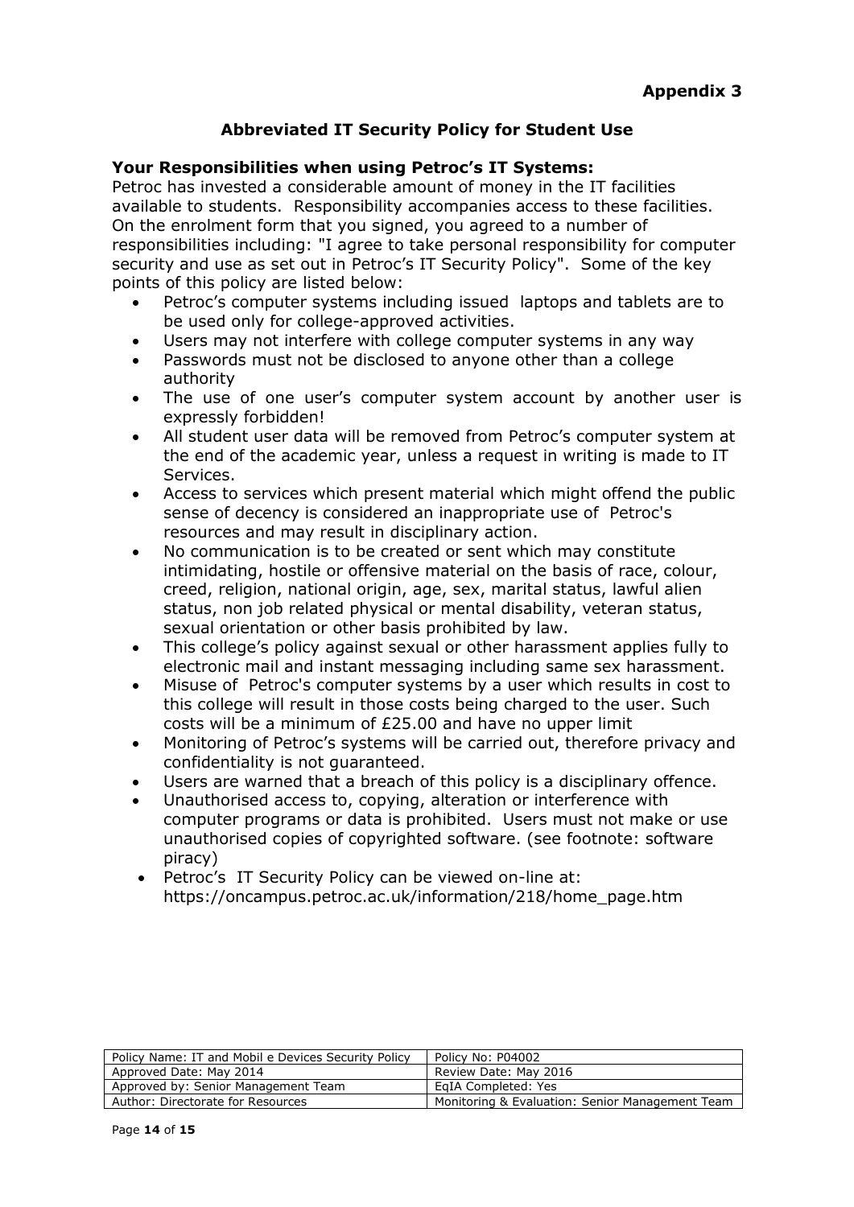**Appendix 3**

## Abbreviated IT Security Policy for Student Use

### Your Responsibilities when using Petroc's IT Systems:

Petroc has invested a considerable amount of money in the IT facilities available to students. Responsibility accompanies access to these facilities. On the enrolment form that you signed, you agreed to a number of responsibilities including: "I agree to take personal responsibility for computer security and use as set out in Petroc's IT Security Policy". Some of the key points of this policy are listed below:

- Petroc's computer systems including issued laptops and tablets are to be used only for college-approved activities.
- Users may not interfere with college computer systems in any way
- Passwords must not be disclosed to anyone other than a college authority
- The use of one user's computer system account by another user is expressly forbidden!
- All student user data will be removed from Petroc's computer system at the end of the academic year, unless a request in writing is made to IT Services.
- Access to services which present material which might offend the public sense of decency is considered an inappropriate use of Petroc's resources and may result in disciplinary action.
- No communication is to be created or sent which may constitute intimidating, hostile or offensive material on the basis of race, colour, creed, religion, national origin, age, sex, marital status, lawful alien status, non job related physical or mental disability, veteran status, sexual orientation or other basis prohibited by law.
- This college's policy against sexual or other harassment applies fully to electronic mail and instant messaging including same sex harassment.
- Misuse of Petroc's computer systems by a user which results in cost to this college will result in those costs being charged to the user. Such costs will be a minimum of £25.00 and have no upper limit
- Monitoring of Petroc's systems will be carried out, therefore privacy and confidentiality is not guaranteed.
- Users are warned that a breach of this policy is a disciplinary offence.
- Unauthorised access to, copying, alteration or interference with computer programs or data is prohibited. Users must not make or use unauthorised copies of copyrighted software. (see footnote: software piracy)
- Petroc's IT Security Policy can be viewed on-line at: https://oncampus.petroc.ac.uk/information/218/home_page.htm

| Policy Name: IT and Mobil e Devices Security Policy | Policy No: P04002 |
|---|---|
| Approved Date: May 2014 | Review Date: May 2016 |
| Approved by: Senior Management Team | EqIA Completed: Yes |
| Author: Directorate for Resources | Monitoring & Evaluation: Senior Management Team |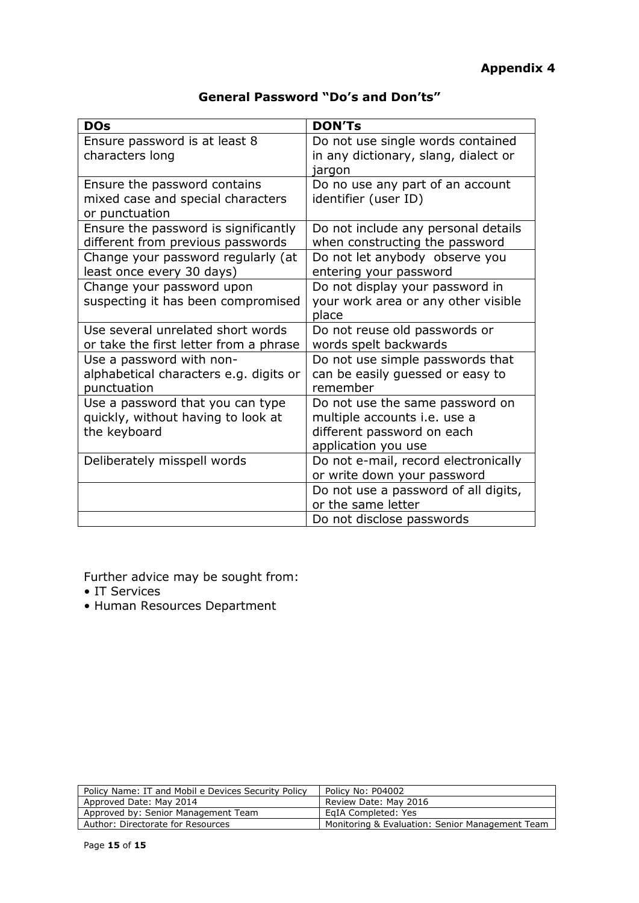**Appendix 4**

## General Password "Do's and Don'ts"

| DOs | DON'Ts |
|---|---|
| Ensure password is at least 8 characters long | Do not use single words contained in any dictionary, slang, dialect or jargon |
| Ensure the password contains mixed case and special characters or punctuation | Do no use any part of an account identifier (user ID) |
| Ensure the password is significantly different from previous passwords | Do not include any personal details when constructing the password |
| Change your password regularly (at least once every 30 days) | Do not let anybody observe you entering your password |
| Change your password upon suspecting it has been compromised | Do not display your password in your work area or any other visible place |
| Use several unrelated short words or take the first letter from a phrase | Do not reuse old passwords or words spelt backwards |
| Use a password with non-alphabetical characters e.g. digits or punctuation | Do not use simple passwords that can be easily guessed or easy to remember |
| Use a password that you can type quickly, without having to look at the keyboard | Do not use the same password on multiple accounts i.e. use a different password on each application you use |
| Deliberately misspell words | Do not e-mail, record electronically or write down your password |
| | Do not use a password of all digits, or the same letter |
| | Do not disclose passwords |

Further advice may be sought from:

- IT Services
- Human Resources Department

| | |
|---|---|
| Policy Name: IT and Mobil e Devices Security Policy | Policy No: P04002 |
| Approved Date: May 2014 | Review Date: May 2016 |
| Approved by: Senior Management Team | EqIA Completed: Yes |
| Author: Directorate for Resources | Monitoring & Evaluation: Senior Management Team |